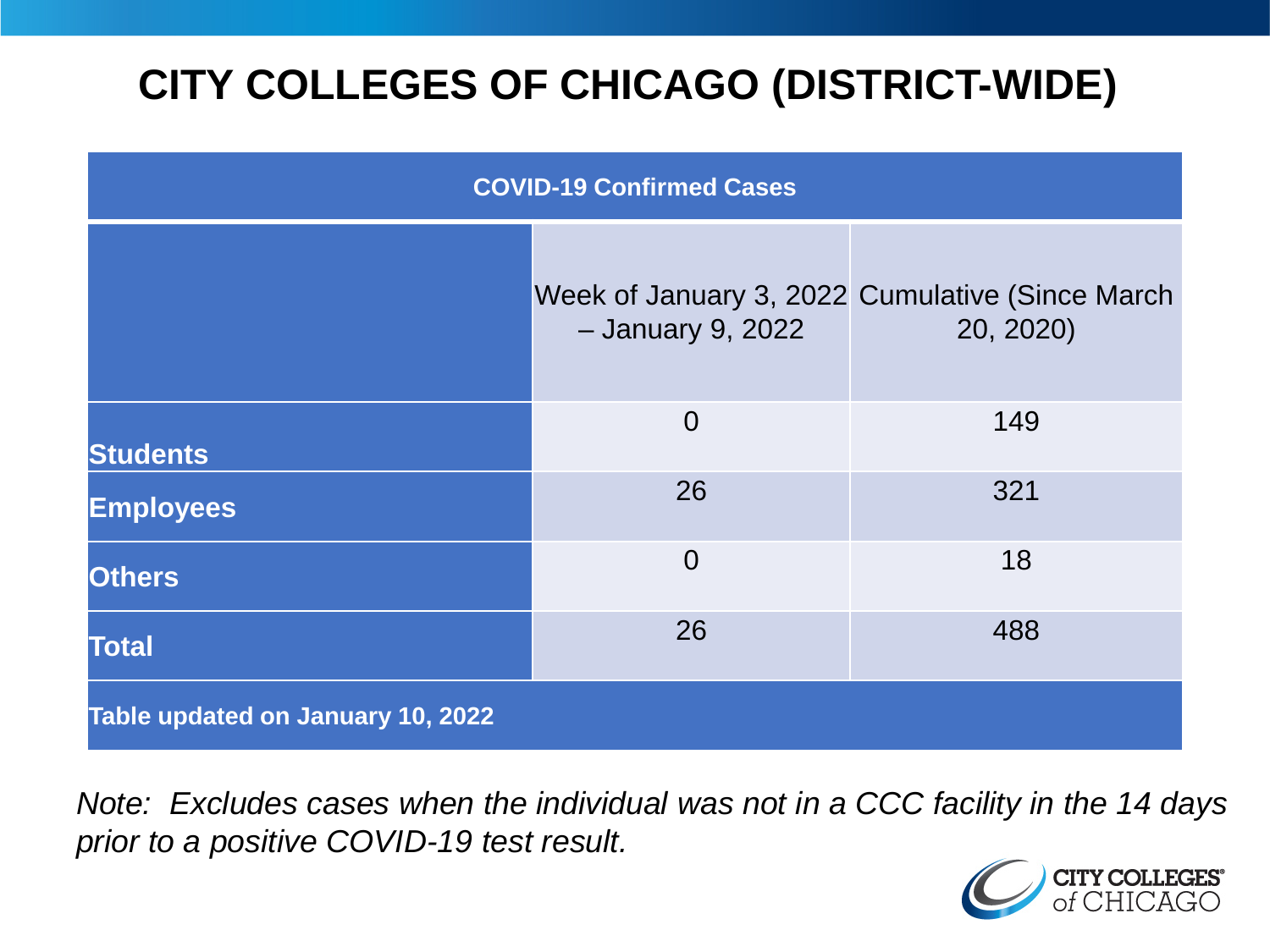# CITY COLLEGES OF CHICAGO (DISTRICT-WIDE)

| COVID-19 Confirmed Cases | | |
|---|---|---|
| | Week of January 3, 2022 – January 9, 2022 | Cumulative (Since March 20, 2020) |
| **Students** | 0 | 149 |
| **Employees** | 26 | 321 |
| **Others** | 0 | 18 |
| **Total** | 26 | 488 |
| **Table updated on January 10, 2022** | | |

*Note: Excludes cases when the individual was not in a CCC facility in the 14 days prior to a positive COVID-19 test result.*

CITY COLLEGES of CHICAGO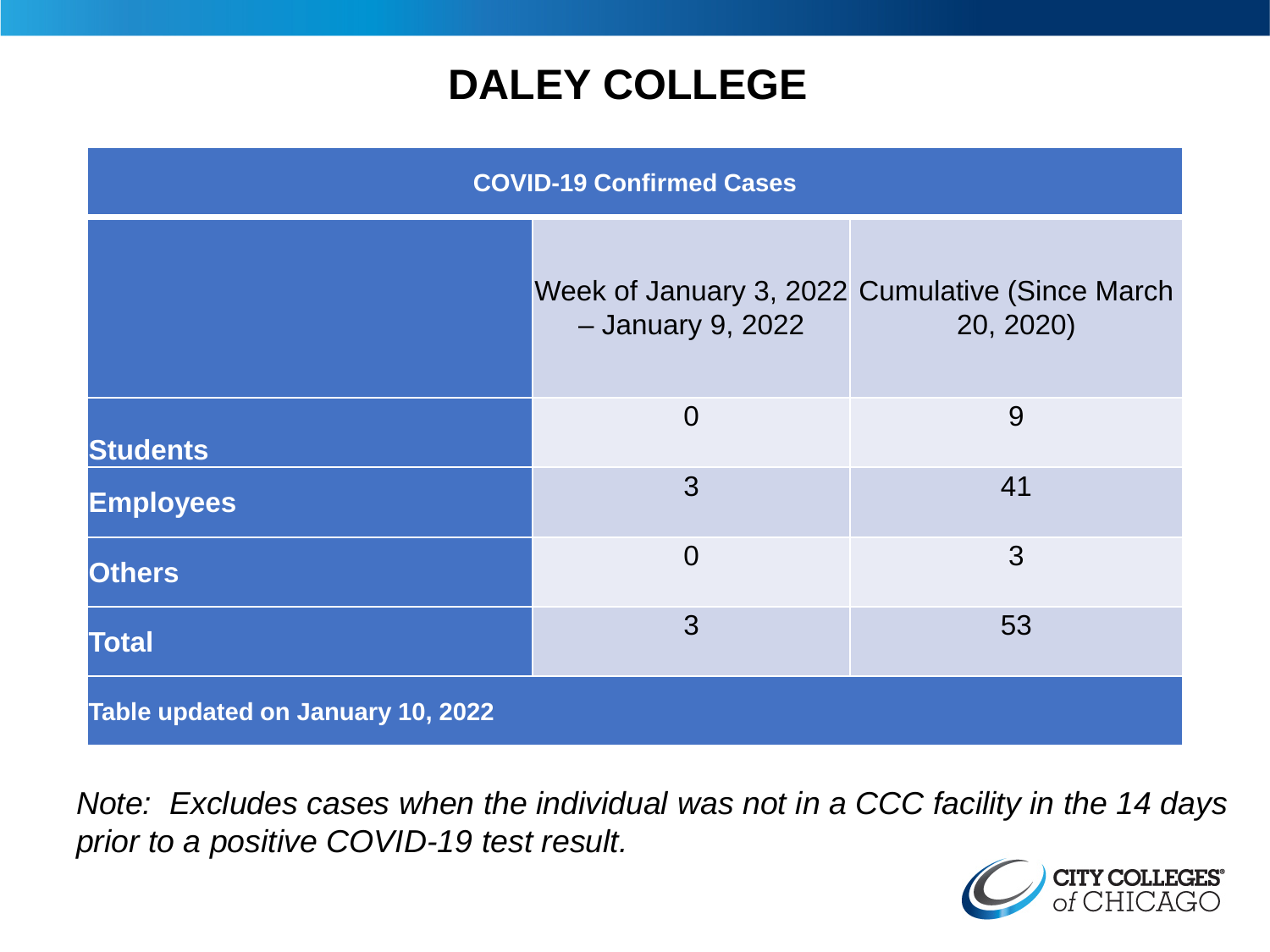# DALEY COLLEGE

| COVID-19 Confirmed Cases | | |
|---|---|---|
| | Week of January 3, 2022 – January 9, 2022 | Cumulative (Since March 20, 2020) |
| **Students** | 0 | 9 |
| **Employees** | 3 | 41 |
| **Others** | 0 | 3 |
| **Total** | 3 | 53 |
| **Table updated on January 10, 2022** | | |

*Note: Excludes cases when the individual was not in a CCC facility in the 14 days prior to a positive COVID-19 test result.*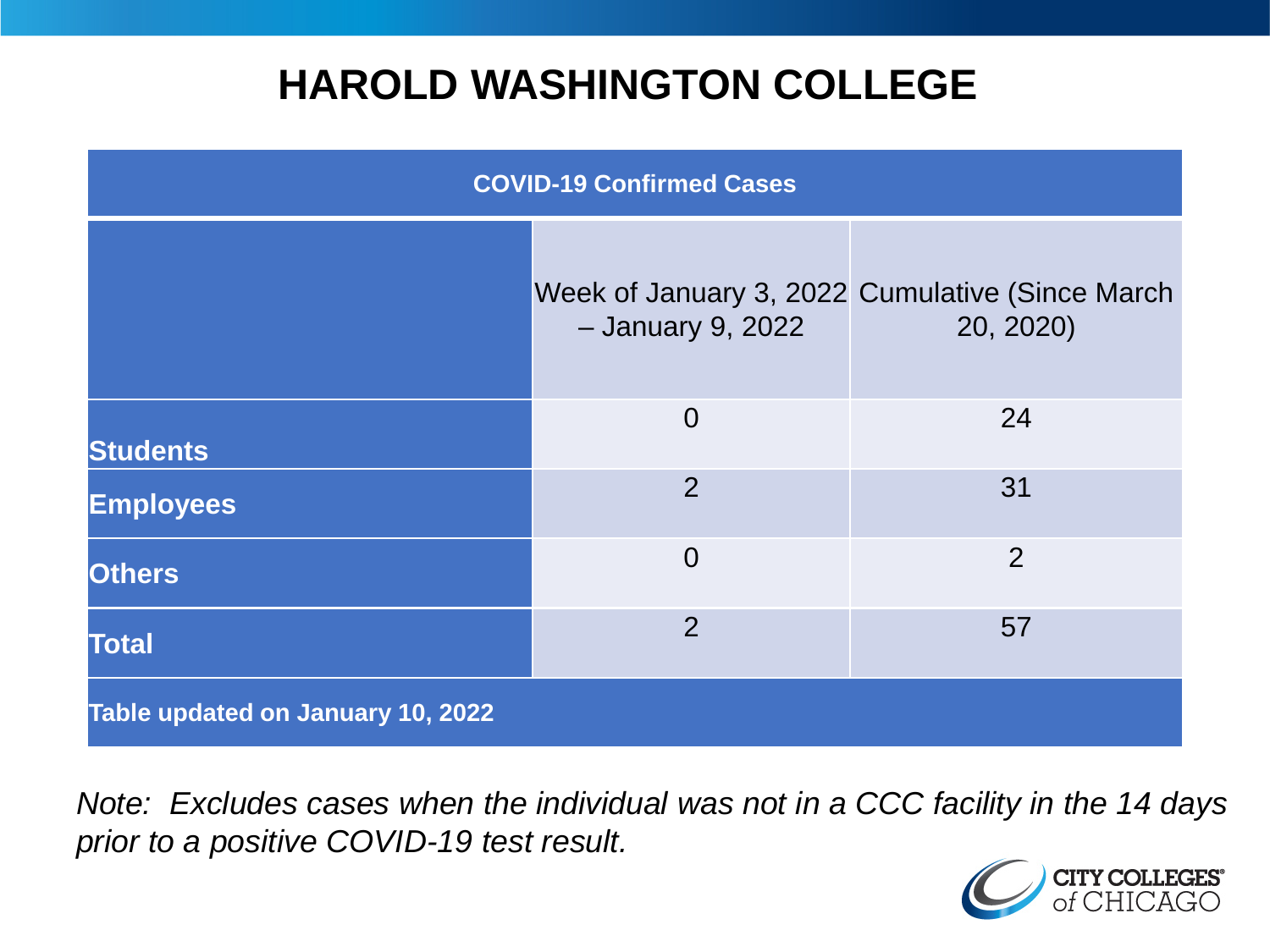# HAROLD WASHINGTON COLLEGE

| COVID-19 Confirmed Cases | | |
|---|---|---|
| | Week of January 3, 2022 – January 9, 2022 | Cumulative (Since March 20, 2020) |
| **Students** | 0 | 24 |
| **Employees** | 2 | 31 |
| **Others** | 0 | 2 |
| **Total** | 2 | 57 |
| **Table updated on January 10, 2022** | | |

*Note: Excludes cases when the individual was not in a CCC facility in the 14 days prior to a positive COVID-19 test result.*

CITY COLLEGES of CHICAGO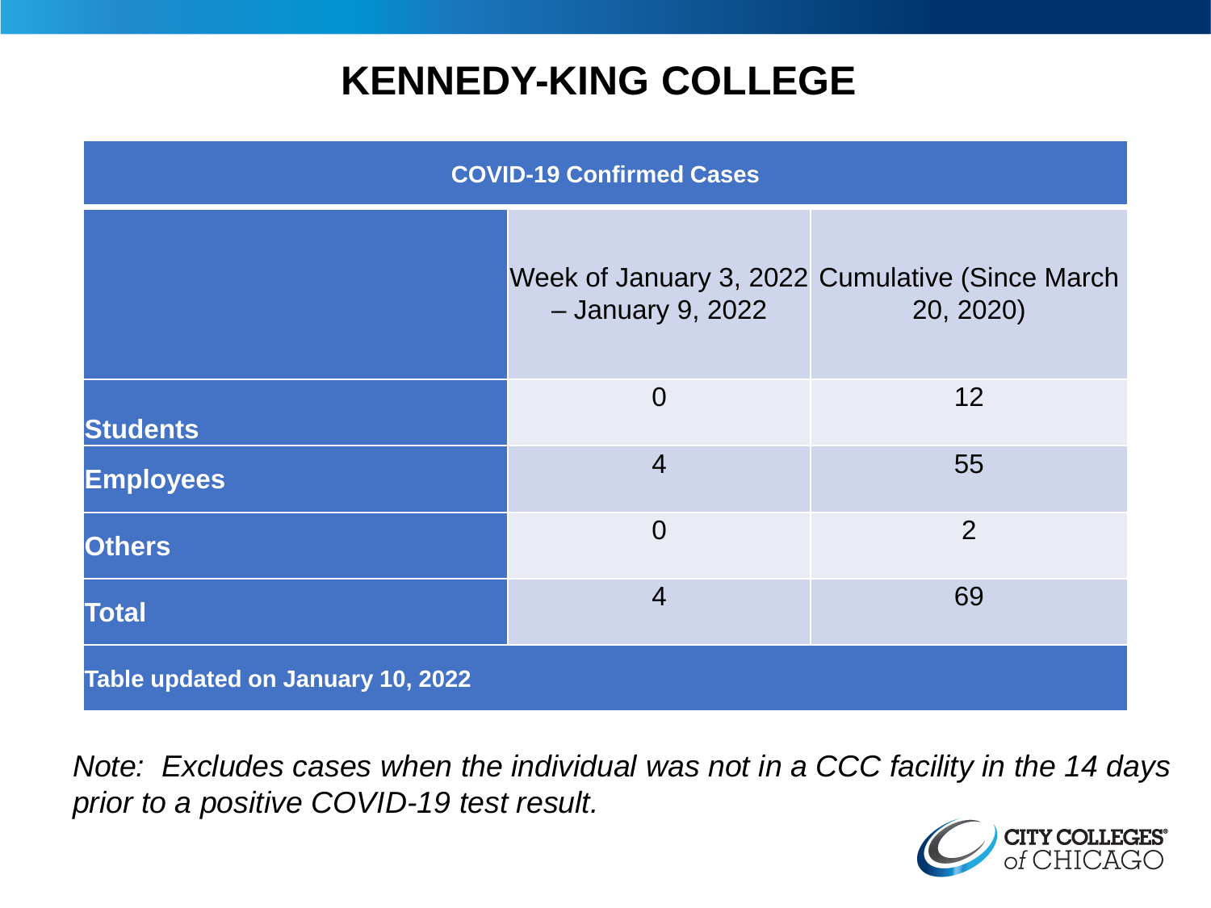# KENNEDY-KING COLLEGE

| COVID-19 Confirmed Cases | | |
|---|---|---|
| | Week of January 3, 2022 – January 9, 2022 | Cumulative (Since March 20, 2020) |
| **Students** | 0 | 12 |
| **Employees** | 4 | 55 |
| **Others** | 0 | 2 |
| **Total** | 4 | 69 |
| **Table updated on January 10, 2022** | | |

*Note: Excludes cases when the individual was not in a CCC facility in the 14 days prior to a positive COVID-19 test result.*

CITY COLLEGES of CHICAGO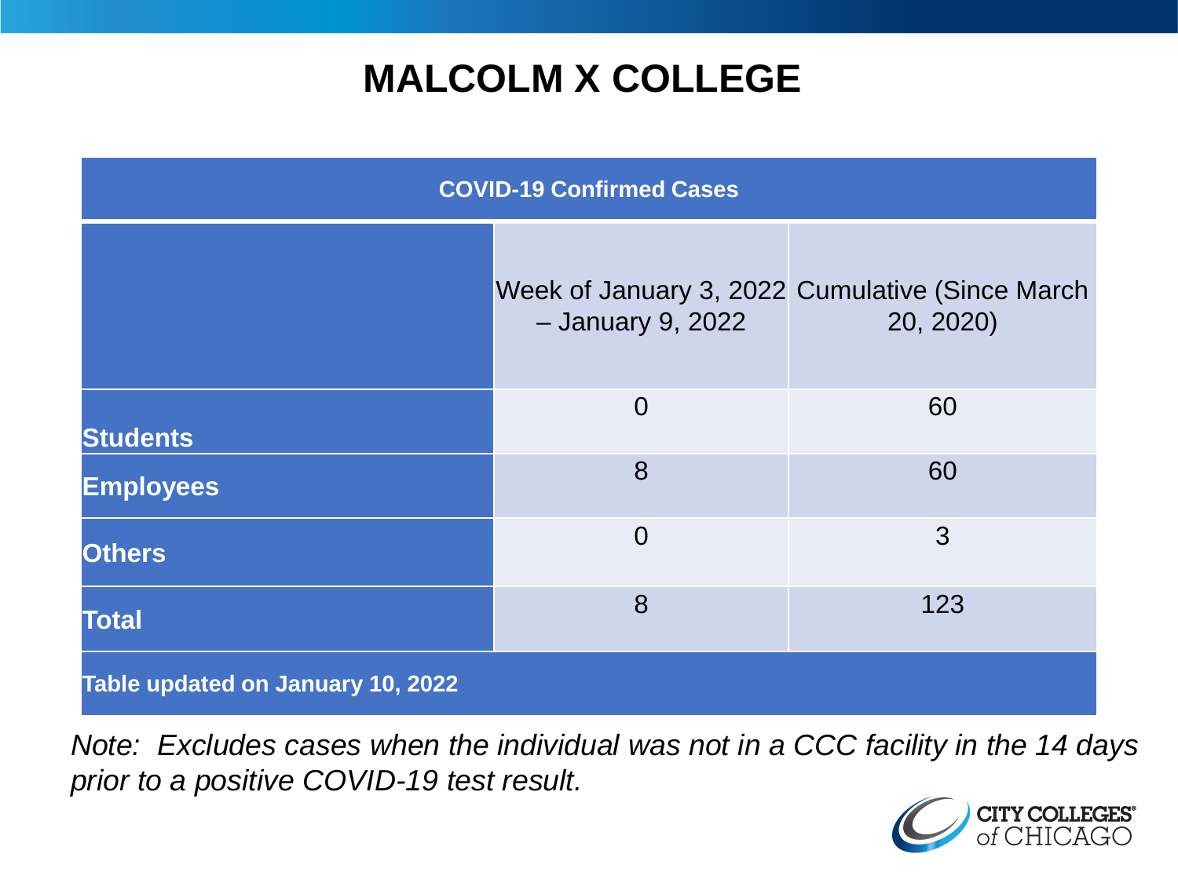# MALCOLM X COLLEGE

| COVID-19 Confirmed Cases | | |
|---|---|---|
| | Week of January 3, 2022 – January 9, 2022 | Cumulative (Since March 20, 2020) |
| **Students** | 0 | 60 |
| **Employees** | 8 | 60 |
| **Others** | 0 | 3 |
| **Total** | 8 | 123 |
| **Table updated on January 10, 2022** | | |

*Note: Excludes cases when the individual was not in a CCC facility in the 14 days prior to a positive COVID-19 test result.*

CITY COLLEGES of CHICAGO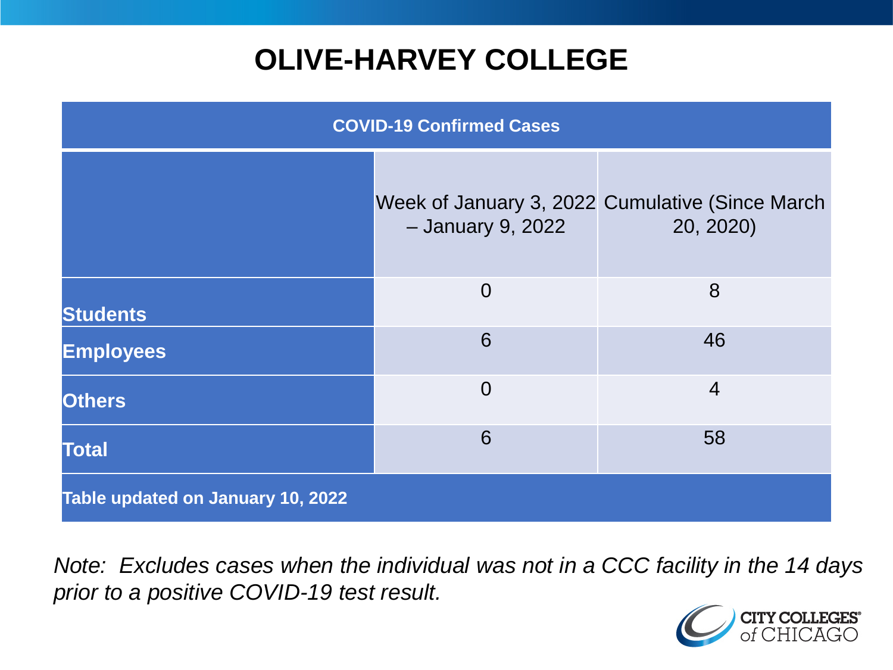# OLIVE-HARVEY COLLEGE

| COVID-19 Confirmed Cases | | |
|---|---|---|
| | Week of January 3, 2022 – January 9, 2022 | Cumulative (Since March 20, 2020) |
| **Students** | 0 | 8 |
| **Employees** | 6 | 46 |
| **Others** | 0 | 4 |
| **Total** | 6 | 58 |
| **Table updated on January 10, 2022** | | |

*Note: Excludes cases when the individual was not in a CCC facility in the 14 days prior to a positive COVID-19 test result.*

CITY COLLEGES of CHICAGO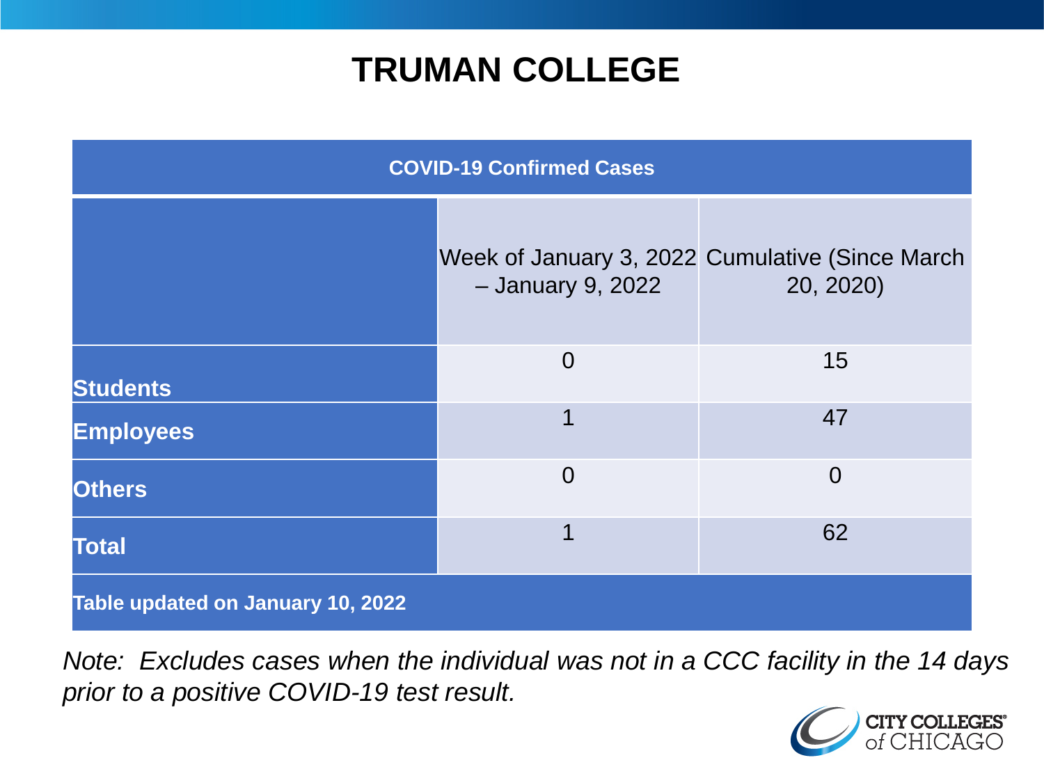# TRUMAN COLLEGE

| COVID-19 Confirmed Cases | | |
|---|---|---|
| | Week of January 3, 2022 – January 9, 2022 | Cumulative (Since March 20, 2020) |
| **Students** | 0 | 15 |
| **Employees** | 1 | 47 |
| **Others** | 0 | 0 |
| **Total** | 1 | 62 |
| **Table updated on January 10, 2022** | | |

*Note: Excludes cases when the individual was not in a CCC facility in the 14 days prior to a positive COVID-19 test result.*

CITY COLLEGES of CHICAGO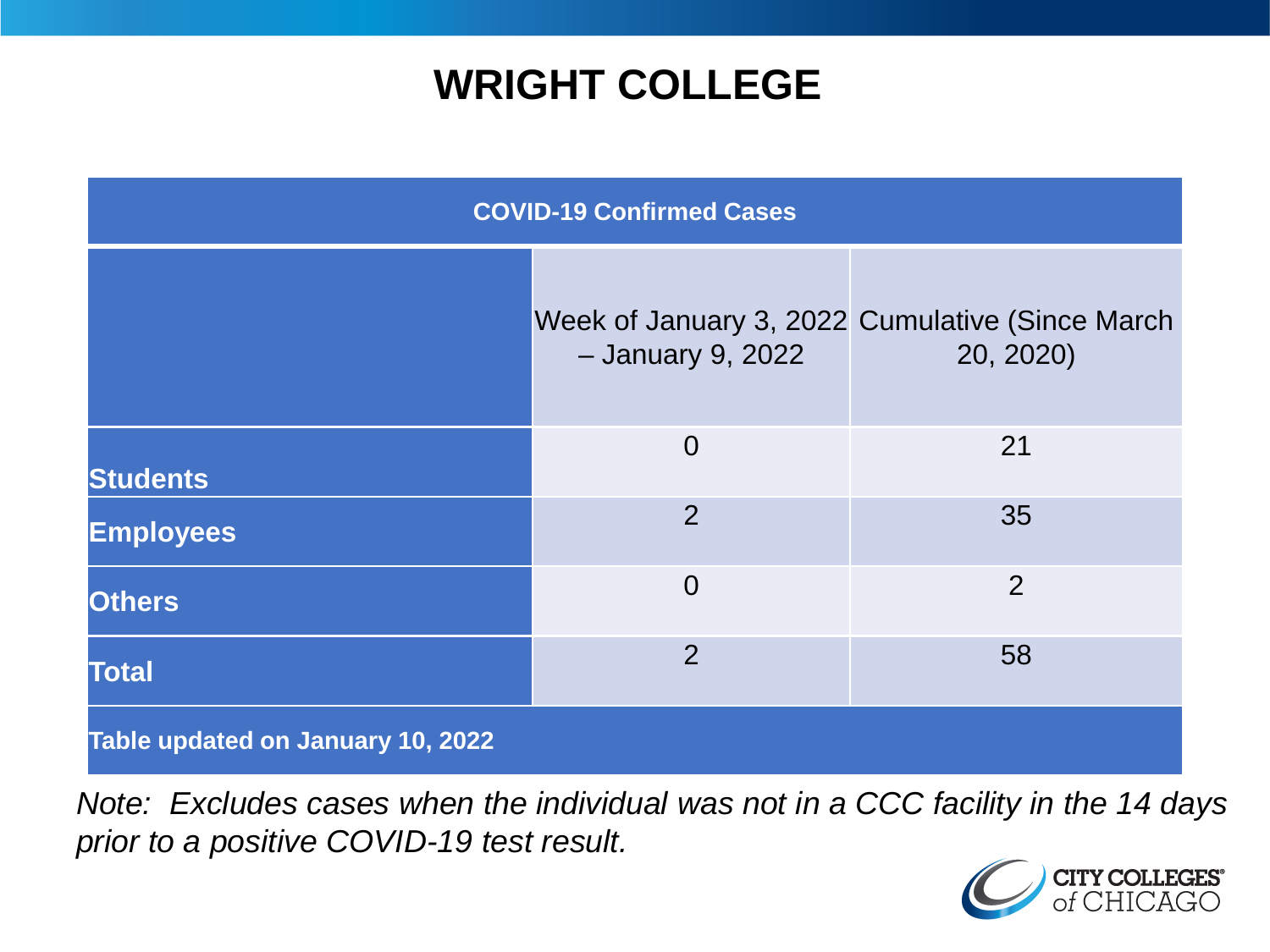# WRIGHT COLLEGE

| COVID-19 Confirmed Cases | | |
|---|---|---|
| | Week of January 3, 2022 – January 9, 2022 | Cumulative (Since March 20, 2020) |
| **Students** | 0 | 21 |
| **Employees** | 2 | 35 |
| **Others** | 0 | 2 |
| **Total** | 2 | 58 |
| **Table updated on January 10, 2022** | | |

*Note: Excludes cases when the individual was not in a CCC facility in the 14 days prior to a positive COVID-19 test result.*

CITY COLLEGES of CHICAGO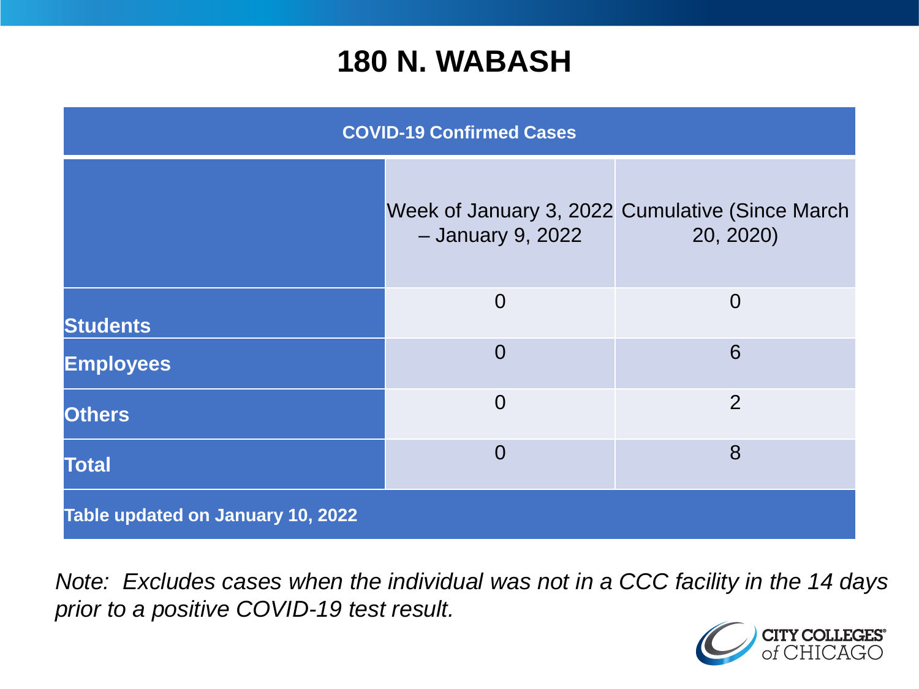# 180 N. WABASH

| COVID-19 Confirmed Cases | | |
|---|---|---|
| | Week of January 3, 2022 – January 9, 2022 | Cumulative (Since March 20, 2020) |
| **Students** | 0 | 0 |
| **Employees** | 0 | 6 |
| **Others** | 0 | 2 |
| **Total** | 0 | 8 |
| **Table updated on January 10, 2022** | | |

*Note: Excludes cases when the individual was not in a CCC facility in the 14 days prior to a positive COVID-19 test result.*

CITY COLLEGES of CHICAGO